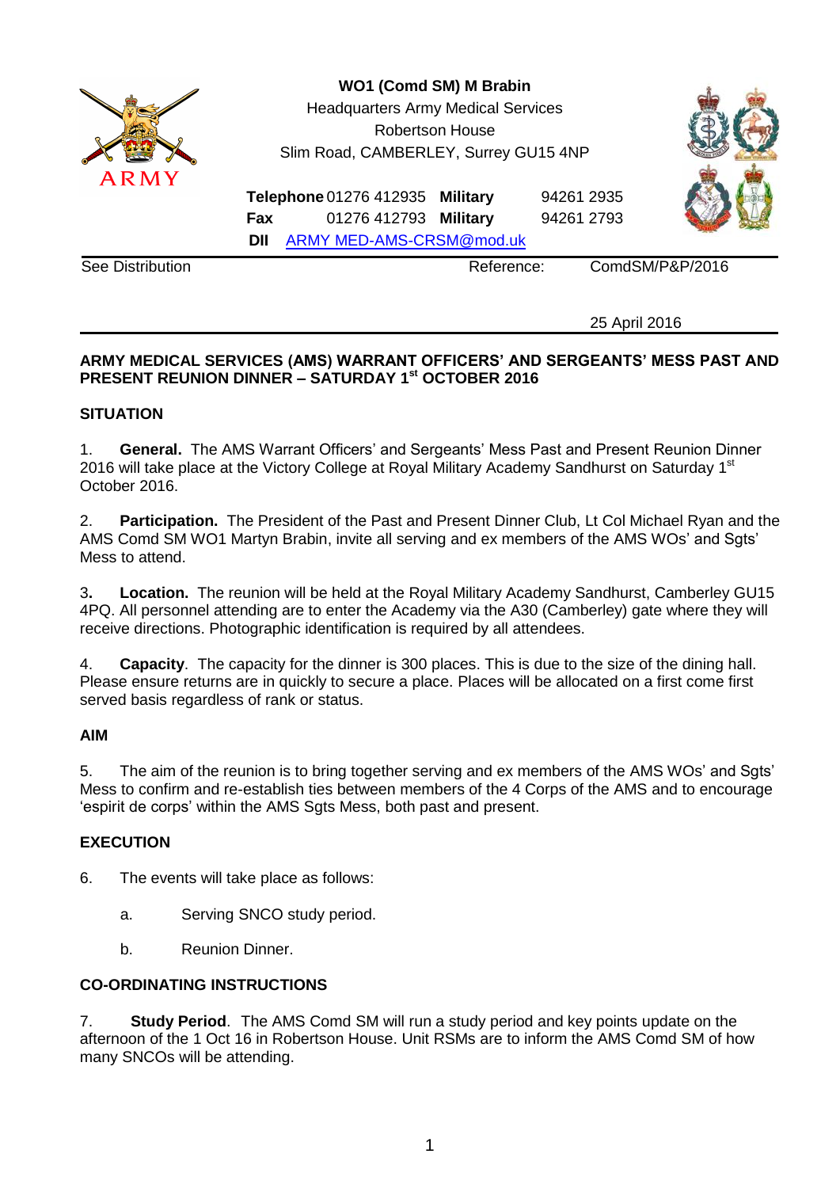**WO1 (Comd SM) M Brabin**
Headquarters Army Medical Services
Robertson House
Slim Road, CAMBERLEY, Surrey GU15 4NP

| | | | |
|---|---|---|---|
| **Telephone** | 01276 412935 | **Military** | 94261 2935 |
| **Fax** | 01276 412793 | **Military** | 94261 2793 |
| **DII** | ARMY MED-AMS-CRSM@mod.uk | | |

See Distribution

Reference: ComdSM/P&P/2016

25 April 2016

**ARMY MEDICAL SERVICES (AMS) WARRANT OFFICERS' AND SERGEANTS' MESS PAST AND PRESENT REUNION DINNER – SATURDAY 1st OCTOBER 2016**

**SITUATION**

1. **General.** The AMS Warrant Officers' and Sergeants' Mess Past and Present Reunion Dinner 2016 will take place at the Victory College at Royal Military Academy Sandhurst on Saturday 1st October 2016.

2. **Participation.** The President of the Past and Present Dinner Club, Lt Col Michael Ryan and the AMS Comd SM WO1 Martyn Brabin, invite all serving and ex members of the AMS WOs' and Sgts' Mess to attend.

3**.** **Location.** The reunion will be held at the Royal Military Academy Sandhurst, Camberley GU15 4PQ. All personnel attending are to enter the Academy via the A30 (Camberley) gate where they will receive directions. Photographic identification is required by all attendees.

4. **Capacity**. The capacity for the dinner is 300 places. This is due to the size of the dining hall. Please ensure returns are in quickly to secure a place. Places will be allocated on a first come first served basis regardless of rank or status.

**AIM**

5. The aim of the reunion is to bring together serving and ex members of the AMS WOs' and Sgts' Mess to confirm and re-establish ties between members of the 4 Corps of the AMS and to encourage 'espirit de corps' within the AMS Sgts Mess, both past and present.

**EXECUTION**

6. The events will take place as follows:

   a. Serving SNCO study period.

   b. Reunion Dinner.

**CO-ORDINATING INSTRUCTIONS**

7. **Study Period**. The AMS Comd SM will run a study period and key points update on the afternoon of the 1 Oct 16 in Robertson House. Unit RSMs are to inform the AMS Comd SM of how many SNCOs will be attending.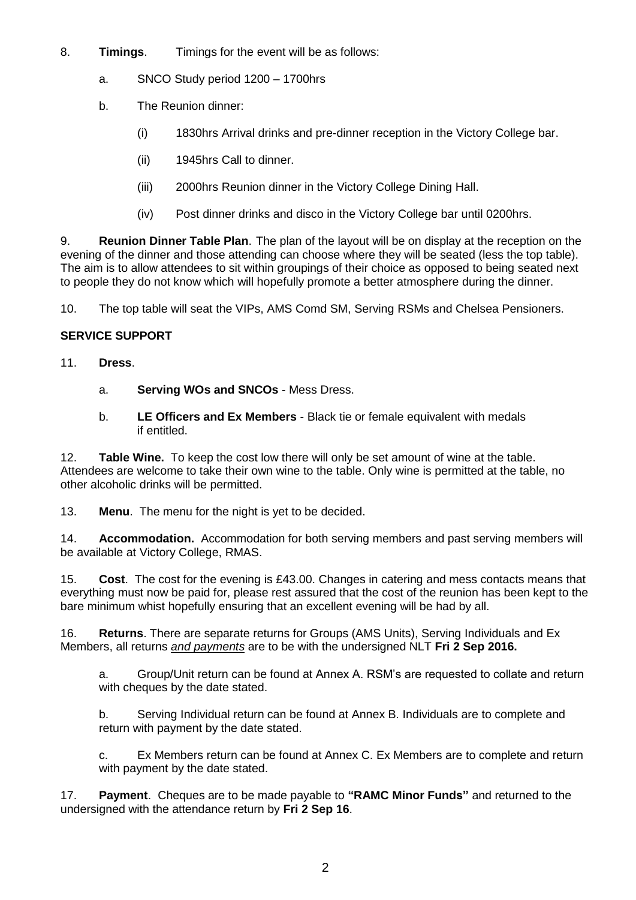8. **Timings**. Timings for the event will be as follows:

   a. SNCO Study period 1200 – 1700hrs

   b. The Reunion dinner:

      (i) 1830hrs Arrival drinks and pre-dinner reception in the Victory College bar.

      (ii) 1945hrs Call to dinner.

      (iii) 2000hrs Reunion dinner in the Victory College Dining Hall.

      (iv) Post dinner drinks and disco in the Victory College bar until 0200hrs.

9. **Reunion Dinner Table Plan**. The plan of the layout will be on display at the reception on the evening of the dinner and those attending can choose where they will be seated (less the top table). The aim is to allow attendees to sit within groupings of their choice as opposed to being seated next to people they do not know which will hopefully promote a better atmosphere during the dinner.

10. The top table will seat the VIPs, AMS Comd SM, Serving RSMs and Chelsea Pensioners.

**SERVICE SUPPORT**

11. **Dress**.

   a. **Serving WOs and SNCOs** - Mess Dress.

   b. **LE Officers and Ex Members** - Black tie or female equivalent with medals if entitled.

12. **Table Wine.** To keep the cost low there will only be set amount of wine at the table. Attendees are welcome to take their own wine to the table. Only wine is permitted at the table, no other alcoholic drinks will be permitted.

13. **Menu**. The menu for the night is yet to be decided.

14. **Accommodation.** Accommodation for both serving members and past serving members will be available at Victory College, RMAS.

15. **Cost**. The cost for the evening is £43.00. Changes in catering and mess contacts means that everything must now be paid for, please rest assured that the cost of the reunion has been kept to the bare minimum whist hopefully ensuring that an excellent evening will be had by all.

16. **Returns**. There are separate returns for Groups (AMS Units), Serving Individuals and Ex Members, all returns *and payments* are to be with the undersigned NLT **Fri 2 Sep 2016.**

   a. Group/Unit return can be found at Annex A. RSM's are requested to collate and return with cheques by the date stated.

   b. Serving Individual return can be found at Annex B. Individuals are to complete and return with payment by the date stated.

   c. Ex Members return can be found at Annex C. Ex Members are to complete and return with payment by the date stated.

17. **Payment**. Cheques are to be made payable to **"RAMC Minor Funds"** and returned to the undersigned with the attendance return by **Fri 2 Sep 16**.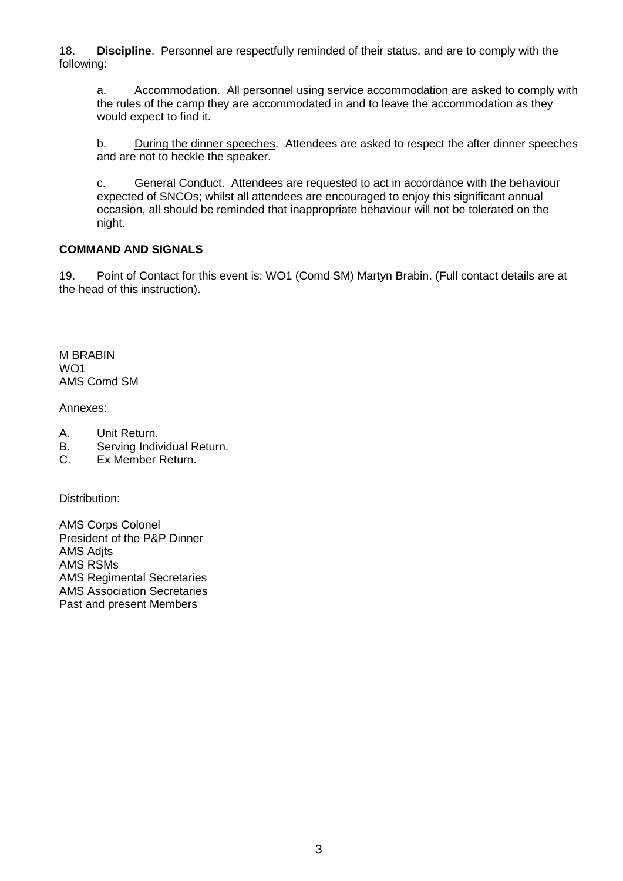18. **Discipline**. Personnel are respectfully reminded of their status, and are to comply with the following:

a. Accommodation. All personnel using service accommodation are asked to comply with the rules of the camp they are accommodated in and to leave the accommodation as they would expect to find it.

b. During the dinner speeches. Attendees are asked to respect the after dinner speeches and are not to heckle the speaker.

c. General Conduct. Attendees are requested to act in accordance with the behaviour expected of SNCOs; whilst all attendees are encouraged to enjoy this significant annual occasion, all should be reminded that inappropriate behaviour will not be tolerated on the night.

**COMMAND AND SIGNALS**

19. Point of Contact for this event is: WO1 (Comd SM) Martyn Brabin. (Full contact details are at the head of this instruction).

M BRABIN
WO1
AMS Comd SM

Annexes:

A. Unit Return.
B. Serving Individual Return.
C. Ex Member Return.

Distribution:

AMS Corps Colonel
President of the P&P Dinner
AMS Adjts
AMS RSMs
AMS Regimental Secretaries
AMS Association Secretaries
Past and present Members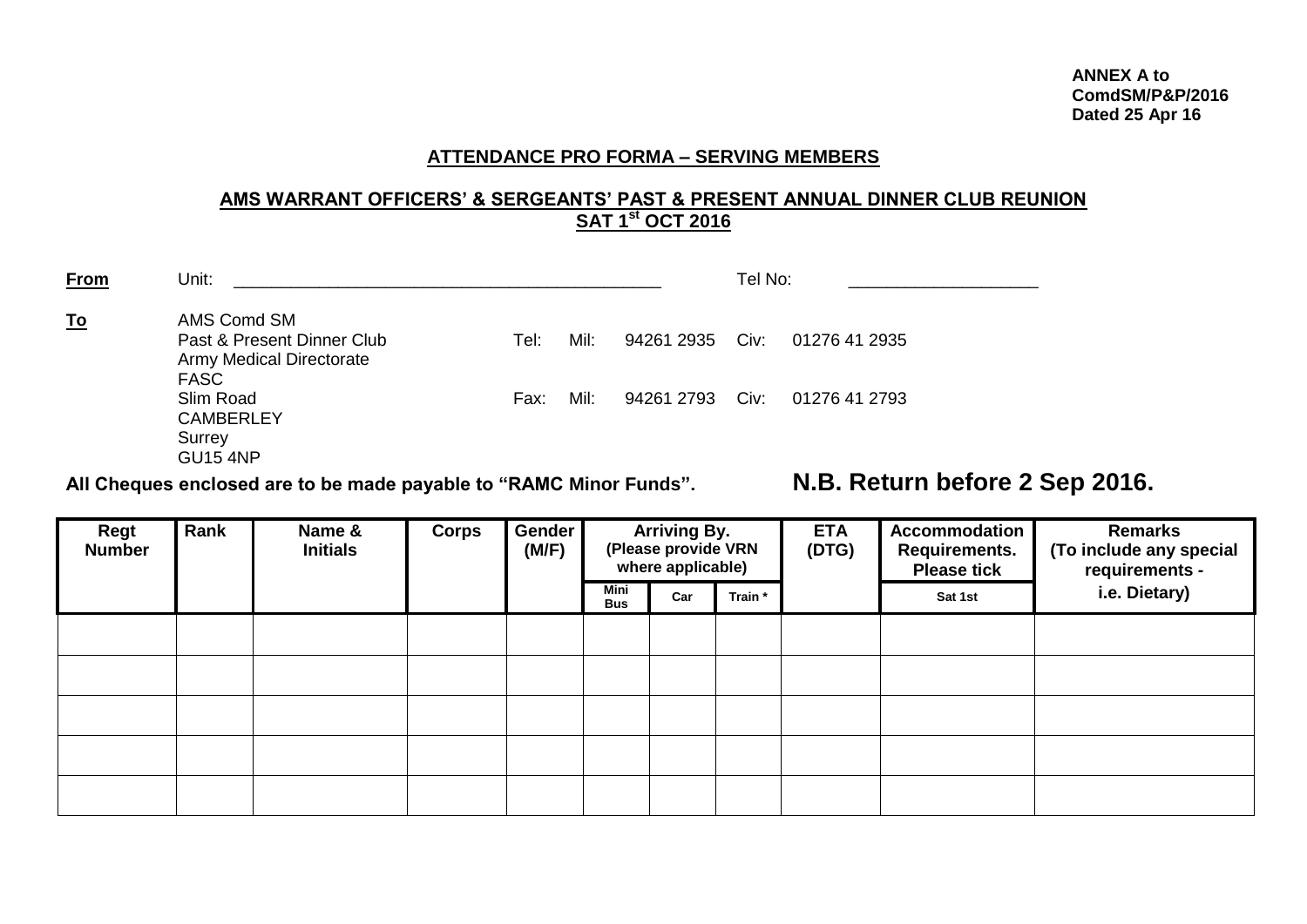**ANNEX A to**
**ComdSM/P&P/2016**
**Dated 25 Apr 16**

## ATTENDANCE PRO FORMA – SERVING MEMBERS

## AMS WARRANT OFFICERS' & SERGEANTS' PAST & PRESENT ANNUAL DINNER CLUB REUNION SAT 1st OCT 2016

**From** Unit: ____________________________________________ Tel No: ____________________

**To** AMS Comd SM
Past & Present Dinner Club
Army Medical Directorate
FASC
Slim Road
CAMBERLEY
Surrey
GU15 4NP

Tel: Mil: 94261 2935 Civ: 01276 41 2935

Fax: Mil: 94261 2793 Civ: 01276 41 2793

**All Cheques enclosed are to be made payable to "RAMC Minor Funds".**

**N.B. Return before 2 Sep 2016.**

| Regt Number | Rank | Name & Initials | Corps | Gender (M/F) | Arriving By. (Please provide VRN where applicable) | | | ETA (DTG) | Accommodation Requirements. Please tick | Remarks (To include any special requirements - i.e. Dietary) |
|---|---|---|---|---|---|---|---|---|---|---|
| | | | | | Mini Bus | Car | Train * | | Sat 1st | |
| | | | | | | | | | | |
| | | | | | | | | | | |
| | | | | | | | | | | |
| | | | | | | | | | | |
| | | | | | | | | | | |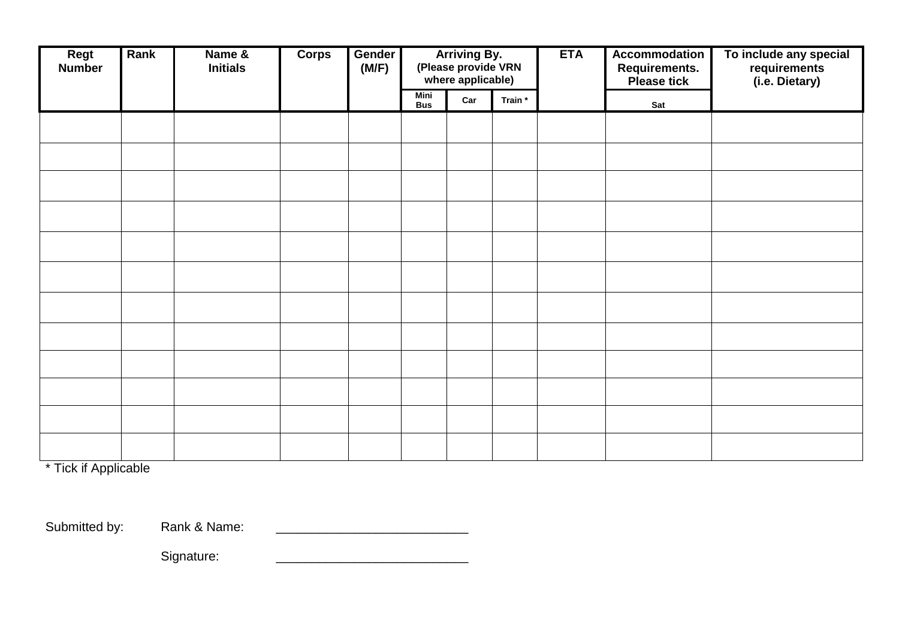| Regt Number | Rank | Name & Initials | Corps | Gender (M/F) | Arriving By. (Please provide VRN where applicable) | | | ETA | Accommodation Requirements. Please tick | To include any special requirements (i.e. Dietary) |
|---|---|---|---|---|---|---|---|---|---|---|
| | | | | | Mini Bus | Car | Train * | | Sat | |
| | | | | | | | | | | |
| | | | | | | | | | | |
| | | | | | | | | | | |
| | | | | | | | | | | |
| | | | | | | | | | | |
| | | | | | | | | | | |
| | | | | | | | | | | |
| | | | | | | | | | | |
| | | | | | | | | | | |
| | | | | | | | | | | |
| | | | | | | | | | | |
| | | | | | | | | | | |

* Tick if Applicable

Submitted by: Rank & Name: ___________________________

Signature: ___________________________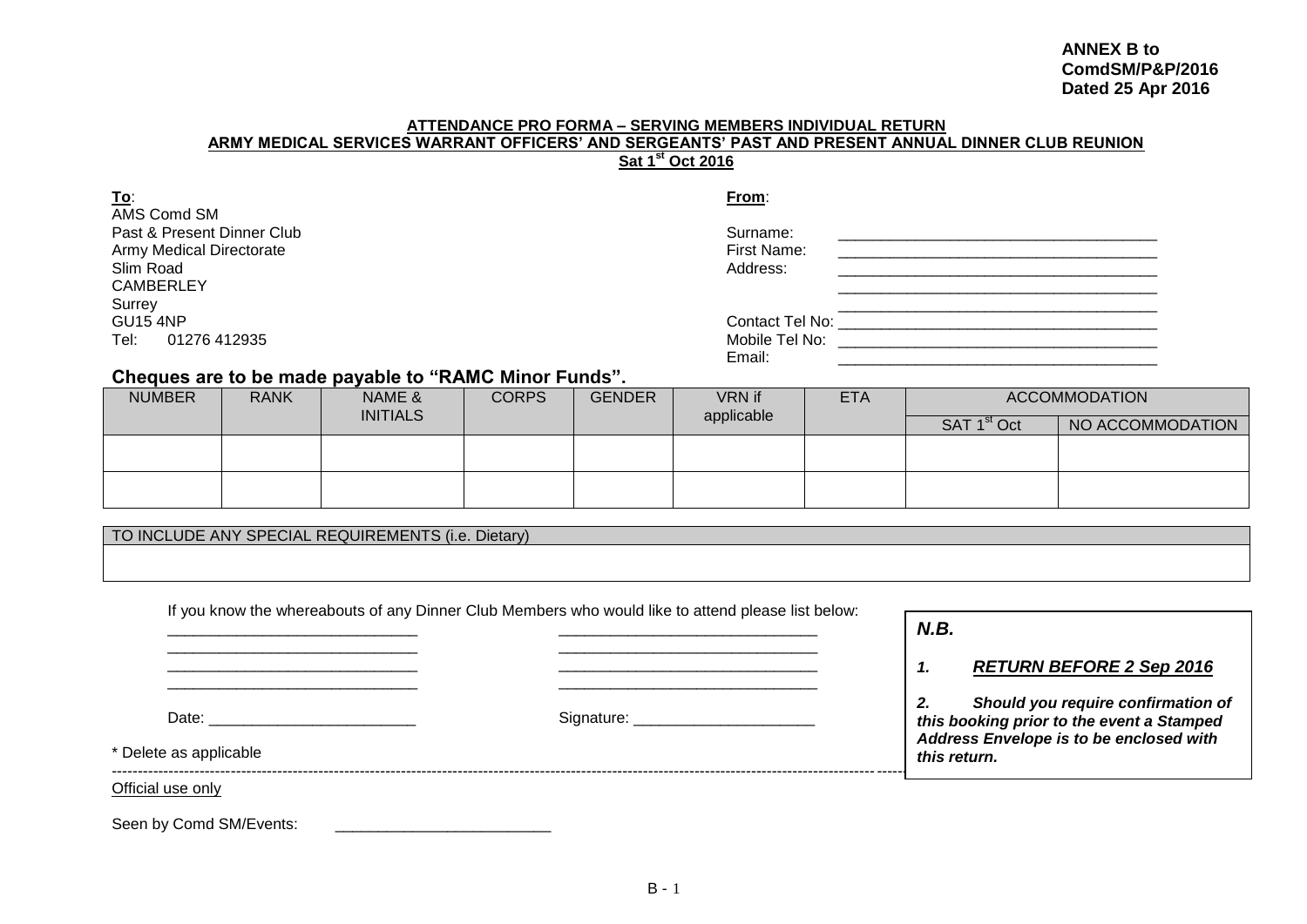**ANNEX B to**
**ComdSM/P&P/2016**
**Dated 25 Apr 2016**

**ATTENDANCE PRO FORMA – SERVING MEMBERS INDIVIDUAL RETURN**
**ARMY MEDICAL SERVICES WARRANT OFFICERS' AND SERGEANTS' PAST AND PRESENT ANNUAL DINNER CLUB REUNION**
**Sat 1st Oct 2016**

**To**:
AMS Comd SM
Past & Present Dinner Club
Army Medical Directorate
Slim Road
CAMBERLEY
Surrey
GU15 4NP
Tel: 01276 412935

**From**:
Surname: ______________________________
First Name: ______________________________
Address: ______________________________
______________________________
______________________________
Contact Tel No: ______________________________
Mobile Tel No: ______________________________
Email: ______________________________

**Cheques are to be made payable to "RAMC Minor Funds".**

| NUMBER | RANK | NAME & INITIALS | CORPS | GENDER | VRN if applicable | ETA | ACCOMMODATION | |
|---|---|---|---|---|---|---|---|---|
| | | | | | | | SAT 1st Oct | NO ACCOMMODATION |
| | | | | | | | | |
| | | | | | | | | |

| TO INCLUDE ANY SPECIAL REQUIREMENTS (i.e. Dietary) |
|---|
| |

If you know the whereabouts of any Dinner Club Members who would like to attend please list below:

______________________________ ______________________________
______________________________ ______________________________
______________________________ ______________________________
______________________________ ______________________________

Date: ________________________ Signature: ____________________

\* Delete as applicable

> ***N.B.***
>
> ***1. RETURN BEFORE 2 Sep 2016***
>
> ***2. Should you require confirmation of this booking prior to the event a Stamped Address Envelope is to be enclosed with this return.***

---

Official use only

Seen by Comd SM/Events: ________________________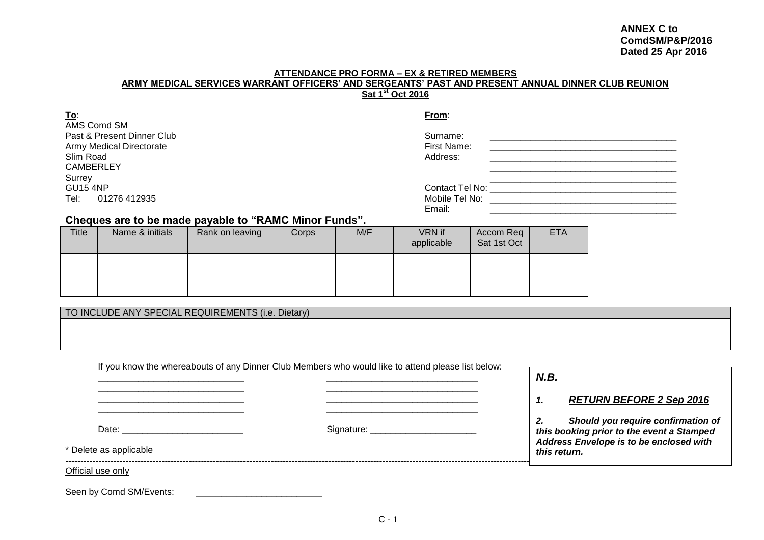**ANNEX C to**
**ComdSM/P&P/2016**
**Dated 25 Apr 2016**

**ATTENDANCE PRO FORMA – EX & RETIRED MEMBERS**
**ARMY MEDICAL SERVICES WARRANT OFFICERS' AND SERGEANTS' PAST AND PRESENT ANNUAL DINNER CLUB REUNION**
**Sat 1st Oct 2016**

**To**:
AMS Comd SM
Past & Present Dinner Club
Army Medical Directorate
Slim Road
CAMBERLEY
Surrey
GU15 4NP
Tel: 01276 412935

**From**:
Surname: ______________________________
First Name: ______________________________
Address: ______________________________
______________________________
______________________________
Contact Tel No: ______________________________
Mobile Tel No: ______________________________
Email: ______________________________

## Cheques are to be made payable to "RAMC Minor Funds".

| Title | Name & initials | Rank on leaving | Corps | M/F | VRN if applicable | Accom Req Sat 1st Oct | ETA |
|---|---|---|---|---|---|---|---|
| | | | | | | | |
| | | | | | | | |

| TO INCLUDE ANY SPECIAL REQUIREMENTS (i.e. Dietary) |
|---|
| |

If you know the whereabouts of any Dinner Club Members who would like to attend please list below:

______________________________ ______________________________
______________________________ ______________________________
______________________________ ______________________________
______________________________ ______________________________

Date: ________________________ Signature: _____________________

\* Delete as applicable

***N.B.***

***1. RETURN BEFORE 2 Sep 2016***

***2. Should you require confirmation of this booking prior to the event a Stamped Address Envelope is to be enclosed with this return.***

---

Official use only

Seen by Comd SM/Events: _________________________